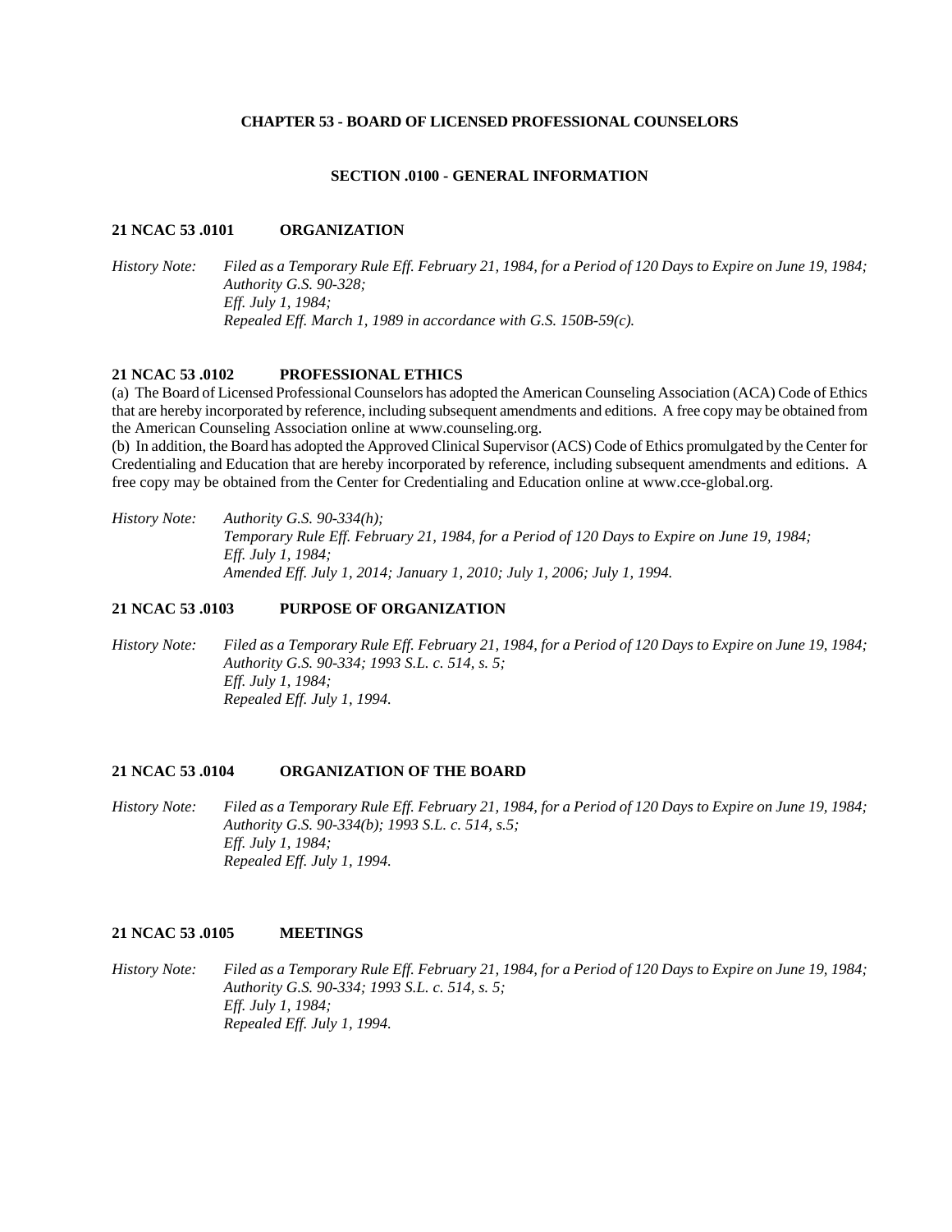# CHAPTER 53 - BOARD OF LICENSED PROFESSIONAL COUNSELORS

## SECTION .0100 - GENERAL INFORMATION

### 21 NCAC 53 .0101 ORGANIZATION

*History Note: Filed as a Temporary Rule Eff. February 21, 1984, for a Period of 120 Days to Expire on June 19, 1984;*
*Authority G.S. 90-328;*
*Eff. July 1, 1984;*
*Repealed Eff. March 1, 1989 in accordance with G.S. 150B-59(c).*

### 21 NCAC 53 .0102 PROFESSIONAL ETHICS

(a) The Board of Licensed Professional Counselors has adopted the American Counseling Association (ACA) Code of Ethics that are hereby incorporated by reference, including subsequent amendments and editions. A free copy may be obtained from the American Counseling Association online at www.counseling.org.

(b) In addition, the Board has adopted the Approved Clinical Supervisor (ACS) Code of Ethics promulgated by the Center for Credentialing and Education that are hereby incorporated by reference, including subsequent amendments and editions. A free copy may be obtained from the Center for Credentialing and Education online at www.cce-global.org.

*History Note: Authority G.S. 90-334(h);*
*Temporary Rule Eff. February 21, 1984, for a Period of 120 Days to Expire on June 19, 1984;*
*Eff. July 1, 1984;*
*Amended Eff. July 1, 2014; January 1, 2010; July 1, 2006; July 1, 1994.*

### 21 NCAC 53 .0103 PURPOSE OF ORGANIZATION

*History Note: Filed as a Temporary Rule Eff. February 21, 1984, for a Period of 120 Days to Expire on June 19, 1984;*
*Authority G.S. 90-334; 1993 S.L. c. 514, s. 5;*
*Eff. July 1, 1984;*
*Repealed Eff. July 1, 1994.*

### 21 NCAC 53 .0104 ORGANIZATION OF THE BOARD

*History Note: Filed as a Temporary Rule Eff. February 21, 1984, for a Period of 120 Days to Expire on June 19, 1984;*
*Authority G.S. 90-334(b); 1993 S.L. c. 514, s.5;*
*Eff. July 1, 1984;*
*Repealed Eff. July 1, 1994.*

### 21 NCAC 53 .0105 MEETINGS

*History Note: Filed as a Temporary Rule Eff. February 21, 1984, for a Period of 120 Days to Expire on June 19, 1984;*
*Authority G.S. 90-334; 1993 S.L. c. 514, s. 5;*
*Eff. July 1, 1984;*
*Repealed Eff. July 1, 1994.*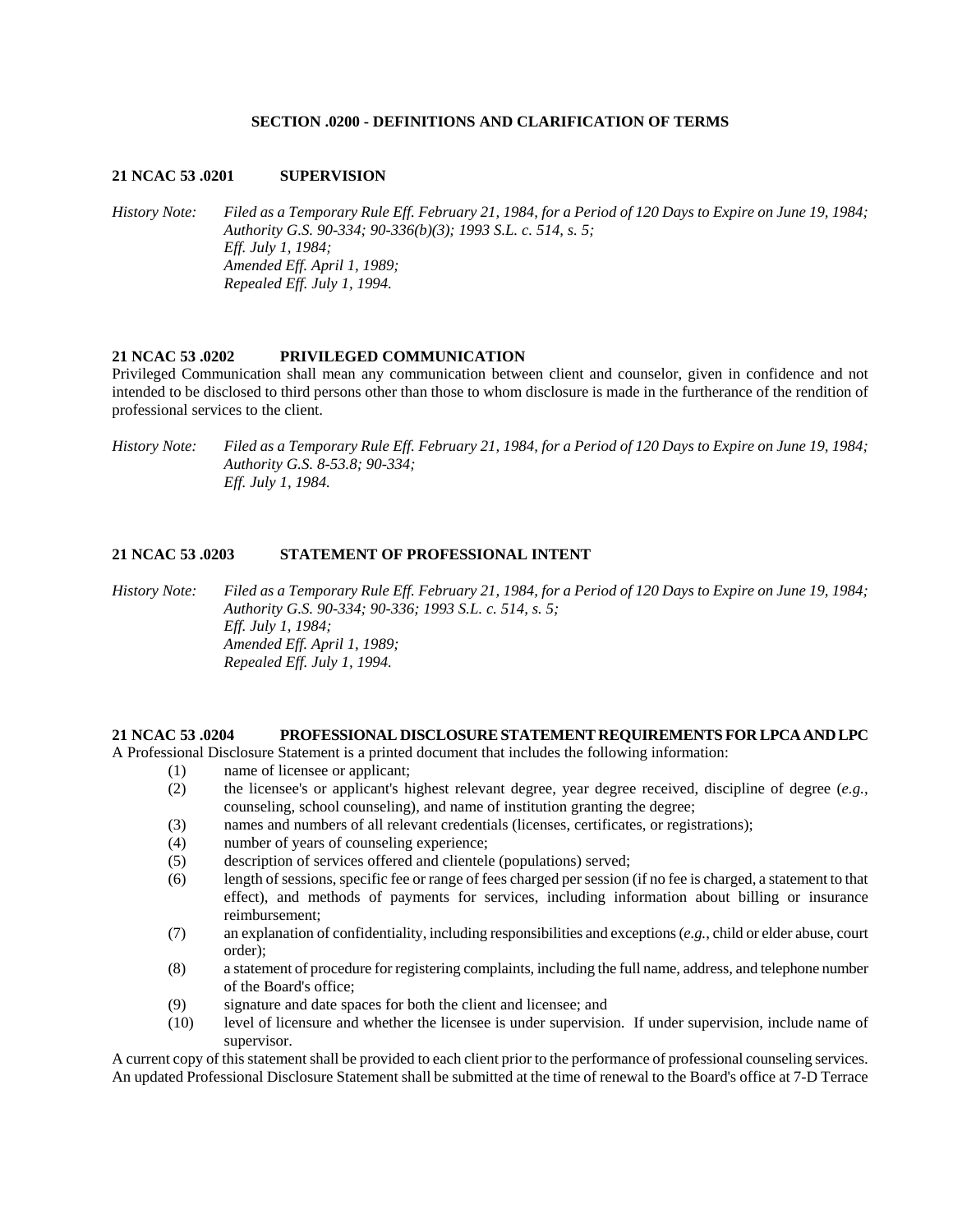## SECTION .0200 - DEFINITIONS AND CLARIFICATION OF TERMS

### 21 NCAC 53 .0201 SUPERVISION

*History Note: Filed as a Temporary Rule Eff. February 21, 1984, for a Period of 120 Days to Expire on June 19, 1984; Authority G.S. 90-334; 90-336(b)(3); 1993 S.L. c. 514, s. 5; Eff. July 1, 1984; Amended Eff. April 1, 1989; Repealed Eff. July 1, 1994.*

### 21 NCAC 53 .0202 PRIVILEGED COMMUNICATION

Privileged Communication shall mean any communication between client and counselor, given in confidence and not intended to be disclosed to third persons other than those to whom disclosure is made in the furtherance of the rendition of professional services to the client.

*History Note: Filed as a Temporary Rule Eff. February 21, 1984, for a Period of 120 Days to Expire on June 19, 1984; Authority G.S. 8-53.8; 90-334; Eff. July 1, 1984.*

### 21 NCAC 53 .0203 STATEMENT OF PROFESSIONAL INTENT

*History Note: Filed as a Temporary Rule Eff. February 21, 1984, for a Period of 120 Days to Expire on June 19, 1984; Authority G.S. 90-334; 90-336; 1993 S.L. c. 514, s. 5; Eff. July 1, 1984; Amended Eff. April 1, 1989; Repealed Eff. July 1, 1994.*

### 21 NCAC 53 .0204 PROFESSIONAL DISCLOSURE STATEMENT REQUIREMENTS FOR LPCA AND LPC

A Professional Disclosure Statement is a printed document that includes the following information:

(1) name of licensee or applicant;

(2) the licensee's or applicant's highest relevant degree, year degree received, discipline of degree (*e.g.*, counseling, school counseling), and name of institution granting the degree;

(3) names and numbers of all relevant credentials (licenses, certificates, or registrations);

(4) number of years of counseling experience;

(5) description of services offered and clientele (populations) served;

(6) length of sessions, specific fee or range of fees charged per session (if no fee is charged, a statement to that effect), and methods of payments for services, including information about billing or insurance reimbursement;

(7) an explanation of confidentiality, including responsibilities and exceptions (*e.g.*, child or elder abuse, court order);

(8) a statement of procedure for registering complaints, including the full name, address, and telephone number of the Board's office;

(9) signature and date spaces for both the client and licensee; and

(10) level of licensure and whether the licensee is under supervision. If under supervision, include name of supervisor.

A current copy of this statement shall be provided to each client prior to the performance of professional counseling services. An updated Professional Disclosure Statement shall be submitted at the time of renewal to the Board's office at 7-D Terrace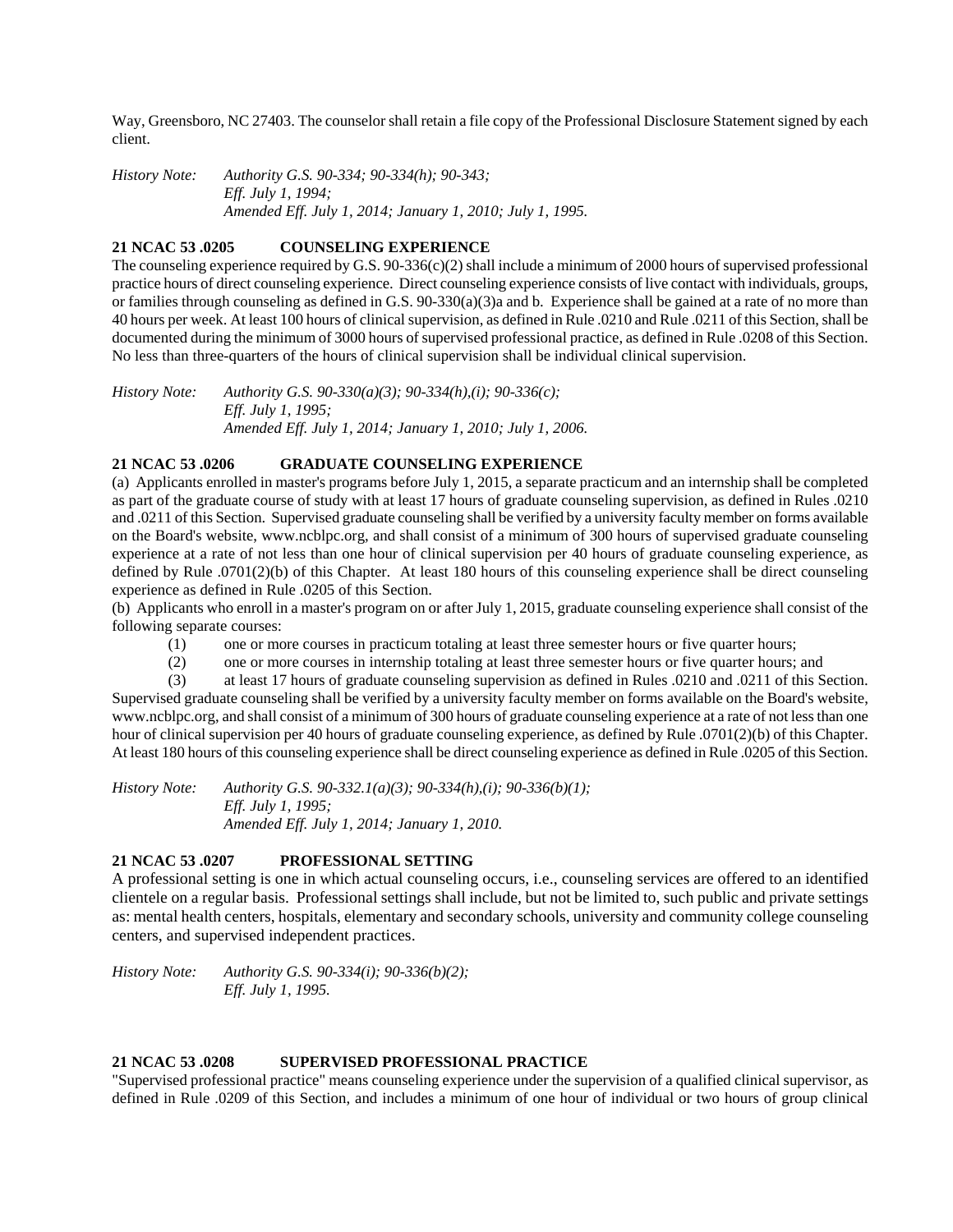Way, Greensboro, NC 27403. The counselor shall retain a file copy of the Professional Disclosure Statement signed by each client.

*History Note: Authority G.S. 90-334; 90-334(h); 90-343;*
*Eff. July 1, 1994;*
*Amended Eff. July 1, 2014; January 1, 2010; July 1, 1995.*

**21 NCAC 53 .0205 COUNSELING EXPERIENCE**

The counseling experience required by G.S. 90-336(c)(2) shall include a minimum of 2000 hours of supervised professional practice hours of direct counseling experience. Direct counseling experience consists of live contact with individuals, groups, or families through counseling as defined in G.S. 90-330(a)(3)a and b. Experience shall be gained at a rate of no more than 40 hours per week. At least 100 hours of clinical supervision, as defined in Rule .0210 and Rule .0211 of this Section, shall be documented during the minimum of 3000 hours of supervised professional practice, as defined in Rule .0208 of this Section. No less than three-quarters of the hours of clinical supervision shall be individual clinical supervision.

*History Note: Authority G.S. 90-330(a)(3); 90-334(h),(i); 90-336(c);*
*Eff. July 1, 1995;*
*Amended Eff. July 1, 2014; January 1, 2010; July 1, 2006.*

**21 NCAC 53 .0206 GRADUATE COUNSELING EXPERIENCE**

(a) Applicants enrolled in master's programs before July 1, 2015, a separate practicum and an internship shall be completed as part of the graduate course of study with at least 17 hours of graduate counseling supervision, as defined in Rules .0210 and .0211 of this Section. Supervised graduate counseling shall be verified by a university faculty member on forms available on the Board's website, www.ncblpc.org, and shall consist of a minimum of 300 hours of supervised graduate counseling experience at a rate of not less than one hour of clinical supervision per 40 hours of graduate counseling experience, as defined by Rule .0701(2)(b) of this Chapter. At least 180 hours of this counseling experience shall be direct counseling experience as defined in Rule .0205 of this Section.

(b) Applicants who enroll in a master's program on or after July 1, 2015, graduate counseling experience shall consist of the following separate courses:

(1) one or more courses in practicum totaling at least three semester hours or five quarter hours;
(2) one or more courses in internship totaling at least three semester hours or five quarter hours; and
(3) at least 17 hours of graduate counseling supervision as defined in Rules .0210 and .0211 of this Section.

Supervised graduate counseling shall be verified by a university faculty member on forms available on the Board's website, www.ncblpc.org, and shall consist of a minimum of 300 hours of graduate counseling experience at a rate of not less than one hour of clinical supervision per 40 hours of graduate counseling experience, as defined by Rule .0701(2)(b) of this Chapter. At least 180 hours of this counseling experience shall be direct counseling experience as defined in Rule .0205 of this Section.

*History Note: Authority G.S. 90-332.1(a)(3); 90-334(h),(i); 90-336(b)(1);*
*Eff. July 1, 1995;*
*Amended Eff. July 1, 2014; January 1, 2010.*

**21 NCAC 53 .0207 PROFESSIONAL SETTING**

A professional setting is one in which actual counseling occurs, i.e., counseling services are offered to an identified clientele on a regular basis. Professional settings shall include, but not be limited to, such public and private settings as: mental health centers, hospitals, elementary and secondary schools, university and community college counseling centers, and supervised independent practices.

*History Note: Authority G.S. 90-334(i); 90-336(b)(2);*
*Eff. July 1, 1995.*

**21 NCAC 53 .0208 SUPERVISED PROFESSIONAL PRACTICE**

"Supervised professional practice" means counseling experience under the supervision of a qualified clinical supervisor, as defined in Rule .0209 of this Section, and includes a minimum of one hour of individual or two hours of group clinical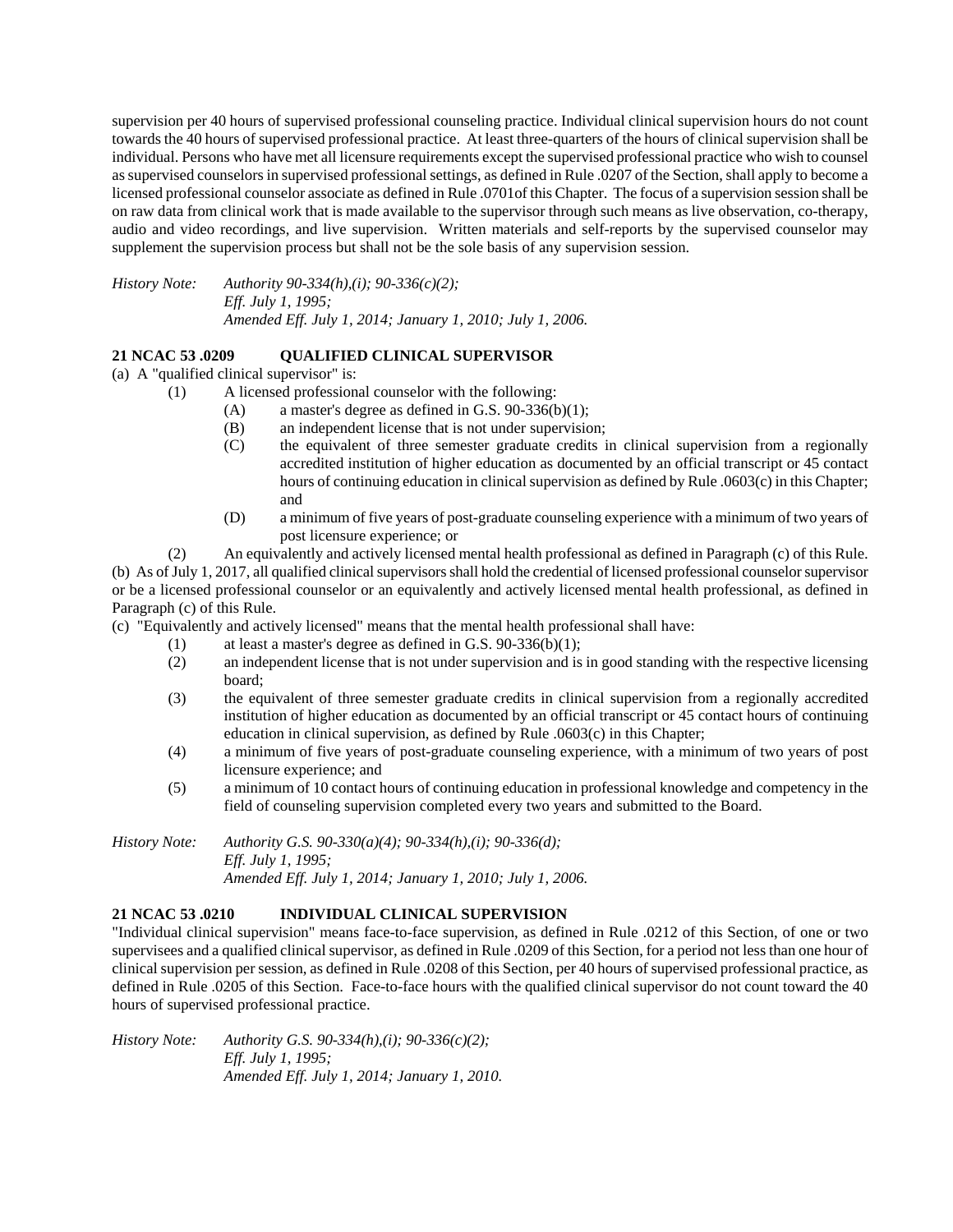supervision per 40 hours of supervised professional counseling practice. Individual clinical supervision hours do not count towards the 40 hours of supervised professional practice. At least three-quarters of the hours of clinical supervision shall be individual. Persons who have met all licensure requirements except the supervised professional practice who wish to counsel as supervised counselors in supervised professional settings, as defined in Rule .0207 of the Section, shall apply to become a licensed professional counselor associate as defined in Rule .0701of this Chapter. The focus of a supervision session shall be on raw data from clinical work that is made available to the supervisor through such means as live observation, co-therapy, audio and video recordings, and live supervision. Written materials and self-reports by the supervised counselor may supplement the supervision process but shall not be the sole basis of any supervision session.

*History Note: Authority 90-334(h),(i); 90-336(c)(2);*
*Eff. July 1, 1995;*
*Amended Eff. July 1, 2014; January 1, 2010; July 1, 2006.*

## 21 NCAC 53 .0209 QUALIFIED CLINICAL SUPERVISOR

(a) A "qualified clinical supervisor" is:

- (1) A licensed professional counselor with the following:
  - (A) a master's degree as defined in G.S. 90-336(b)(1);
  - (B) an independent license that is not under supervision;
  - (C) the equivalent of three semester graduate credits in clinical supervision from a regionally accredited institution of higher education as documented by an official transcript or 45 contact hours of continuing education in clinical supervision as defined by Rule .0603(c) in this Chapter; and
  - (D) a minimum of five years of post-graduate counseling experience with a minimum of two years of post licensure experience; or
- (2) An equivalently and actively licensed mental health professional as defined in Paragraph (c) of this Rule.

(b) As of July 1, 2017, all qualified clinical supervisors shall hold the credential of licensed professional counselor supervisor or be a licensed professional counselor or an equivalently and actively licensed mental health professional, as defined in Paragraph (c) of this Rule.

(c) "Equivalently and actively licensed" means that the mental health professional shall have:

- (1) at least a master's degree as defined in G.S. 90-336(b)(1);
- (2) an independent license that is not under supervision and is in good standing with the respective licensing board;
- (3) the equivalent of three semester graduate credits in clinical supervision from a regionally accredited institution of higher education as documented by an official transcript or 45 contact hours of continuing education in clinical supervision, as defined by Rule .0603(c) in this Chapter;
- (4) a minimum of five years of post-graduate counseling experience, with a minimum of two years of post licensure experience; and
- (5) a minimum of 10 contact hours of continuing education in professional knowledge and competency in the field of counseling supervision completed every two years and submitted to the Board.

*History Note: Authority G.S. 90-330(a)(4); 90-334(h),(i); 90-336(d);*
*Eff. July 1, 1995;*
*Amended Eff. July 1, 2014; January 1, 2010; July 1, 2006.*

## 21 NCAC 53 .0210 INDIVIDUAL CLINICAL SUPERVISION

"Individual clinical supervision" means face-to-face supervision, as defined in Rule .0212 of this Section, of one or two supervisees and a qualified clinical supervisor, as defined in Rule .0209 of this Section, for a period not less than one hour of clinical supervision per session, as defined in Rule .0208 of this Section, per 40 hours of supervised professional practice, as defined in Rule .0205 of this Section. Face-to-face hours with the qualified clinical supervisor do not count toward the 40 hours of supervised professional practice.

*History Note: Authority G.S. 90-334(h),(i); 90-336(c)(2);*
*Eff. July 1, 1995;*
*Amended Eff. July 1, 2014; January 1, 2010.*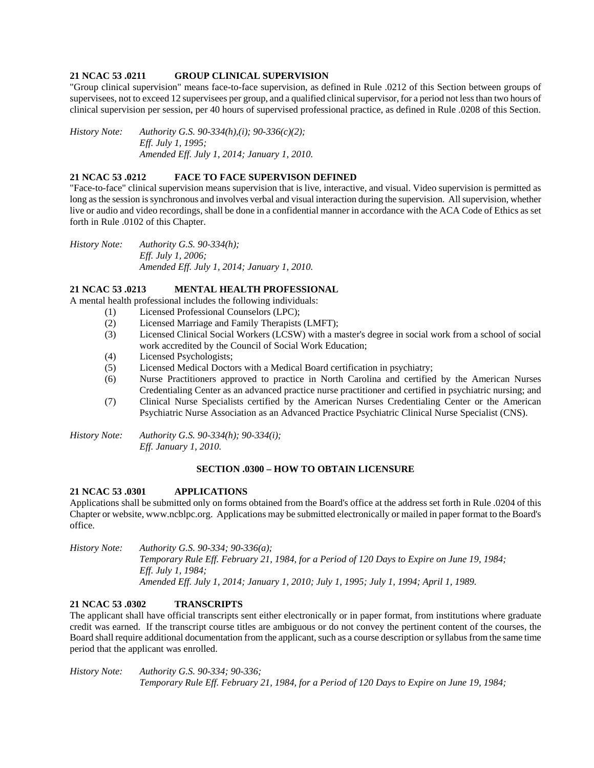### 21 NCAC 53 .0211 GROUP CLINICAL SUPERVISION

"Group clinical supervision" means face-to-face supervision, as defined in Rule .0212 of this Section between groups of supervisees, not to exceed 12 supervisees per group, and a qualified clinical supervisor, for a period not less than two hours of clinical supervision per session, per 40 hours of supervised professional practice, as defined in Rule .0208 of this Section.

*History Note: Authority G.S. 90-334(h),(i); 90-336(c)(2);*
*Eff. July 1, 1995;*
*Amended Eff. July 1, 2014; January 1, 2010.*

### 21 NCAC 53 .0212 FACE TO FACE SUPERVISON DEFINED

"Face-to-face" clinical supervision means supervision that is live, interactive, and visual. Video supervision is permitted as long as the session is synchronous and involves verbal and visual interaction during the supervision. All supervision, whether live or audio and video recordings, shall be done in a confidential manner in accordance with the ACA Code of Ethics as set forth in Rule .0102 of this Chapter.

*History Note: Authority G.S. 90-334(h);*
*Eff. July 1, 2006;*
*Amended Eff. July 1, 2014; January 1, 2010.*

### 21 NCAC 53 .0213 MENTAL HEALTH PROFESSIONAL

A mental health professional includes the following individuals:

(1) Licensed Professional Counselors (LPC);
(2) Licensed Marriage and Family Therapists (LMFT);
(3) Licensed Clinical Social Workers (LCSW) with a master's degree in social work from a school of social work accredited by the Council of Social Work Education;
(4) Licensed Psychologists;
(5) Licensed Medical Doctors with a Medical Board certification in psychiatry;
(6) Nurse Practitioners approved to practice in North Carolina and certified by the American Nurses Credentialing Center as an advanced practice nurse practitioner and certified in psychiatric nursing; and
(7) Clinical Nurse Specialists certified by the American Nurses Credentialing Center or the American Psychiatric Nurse Association as an Advanced Practice Psychiatric Clinical Nurse Specialist (CNS).

*History Note: Authority G.S. 90-334(h); 90-334(i);*
*Eff. January 1, 2010.*

## SECTION .0300 – HOW TO OBTAIN LICENSURE

### 21 NCAC 53 .0301 APPLICATIONS

Applications shall be submitted only on forms obtained from the Board's office at the address set forth in Rule .0204 of this Chapter or website, www.ncblpc.org. Applications may be submitted electronically or mailed in paper format to the Board's office.

*History Note: Authority G.S. 90-334; 90-336(a);*
*Temporary Rule Eff. February 21, 1984, for a Period of 120 Days to Expire on June 19, 1984;*
*Eff. July 1, 1984;*
*Amended Eff. July 1, 2014; January 1, 2010; July 1, 1995; July 1, 1994; April 1, 1989.*

### 21 NCAC 53 .0302 TRANSCRIPTS

The applicant shall have official transcripts sent either electronically or in paper format, from institutions where graduate credit was earned. If the transcript course titles are ambiguous or do not convey the pertinent content of the courses, the Board shall require additional documentation from the applicant, such as a course description or syllabus from the same time period that the applicant was enrolled.

*History Note: Authority G.S. 90-334; 90-336;*
*Temporary Rule Eff. February 21, 1984, for a Period of 120 Days to Expire on June 19, 1984;*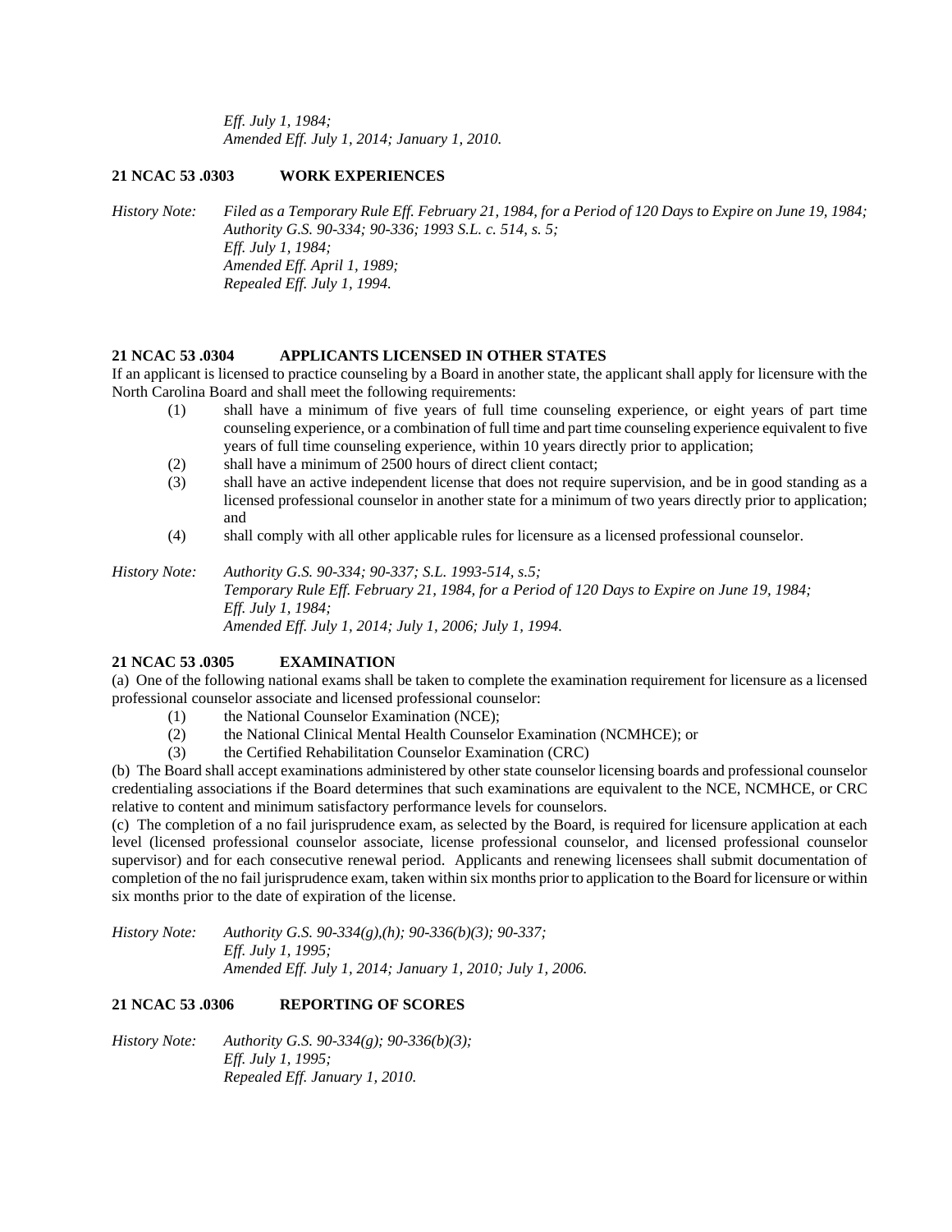*Eff. July 1, 1984;*
*Amended Eff. July 1, 2014; January 1, 2010.*

**21 NCAC 53 .0303 WORK EXPERIENCES**

*History Note: Filed as a Temporary Rule Eff. February 21, 1984, for a Period of 120 Days to Expire on June 19, 1984;*
*Authority G.S. 90-334; 90-336; 1993 S.L. c. 514, s. 5;*
*Eff. July 1, 1984;*
*Amended Eff. April 1, 1989;*
*Repealed Eff. July 1, 1994.*

**21 NCAC 53 .0304 APPLICANTS LICENSED IN OTHER STATES**

If an applicant is licensed to practice counseling by a Board in another state, the applicant shall apply for licensure with the North Carolina Board and shall meet the following requirements:

(1) shall have a minimum of five years of full time counseling experience, or eight years of part time counseling experience, or a combination of full time and part time counseling experience equivalent to five years of full time counseling experience, within 10 years directly prior to application;

(2) shall have a minimum of 2500 hours of direct client contact;

(3) shall have an active independent license that does not require supervision, and be in good standing as a licensed professional counselor in another state for a minimum of two years directly prior to application; and

(4) shall comply with all other applicable rules for licensure as a licensed professional counselor.

*History Note: Authority G.S. 90-334; 90-337; S.L. 1993-514, s.5;*
*Temporary Rule Eff. February 21, 1984, for a Period of 120 Days to Expire on June 19, 1984;*
*Eff. July 1, 1984;*
*Amended Eff. July 1, 2014; July 1, 2006; July 1, 1994.*

**21 NCAC 53 .0305 EXAMINATION**

(a) One of the following national exams shall be taken to complete the examination requirement for licensure as a licensed professional counselor associate and licensed professional counselor:

(1) the National Counselor Examination (NCE);

(2) the National Clinical Mental Health Counselor Examination (NCMHCE); or

(3) the Certified Rehabilitation Counselor Examination (CRC)

(b) The Board shall accept examinations administered by other state counselor licensing boards and professional counselor credentialing associations if the Board determines that such examinations are equivalent to the NCE, NCMHCE, or CRC relative to content and minimum satisfactory performance levels for counselors.

(c) The completion of a no fail jurisprudence exam, as selected by the Board, is required for licensure application at each level (licensed professional counselor associate, license professional counselor, and licensed professional counselor supervisor) and for each consecutive renewal period. Applicants and renewing licensees shall submit documentation of completion of the no fail jurisprudence exam, taken within six months prior to application to the Board for licensure or within six months prior to the date of expiration of the license.

*History Note: Authority G.S. 90-334(g),(h); 90-336(b)(3); 90-337;*
*Eff. July 1, 1995;*
*Amended Eff. July 1, 2014; January 1, 2010; July 1, 2006.*

**21 NCAC 53 .0306 REPORTING OF SCORES**

*History Note: Authority G.S. 90-334(g); 90-336(b)(3);*
*Eff. July 1, 1995;*
*Repealed Eff. January 1, 2010.*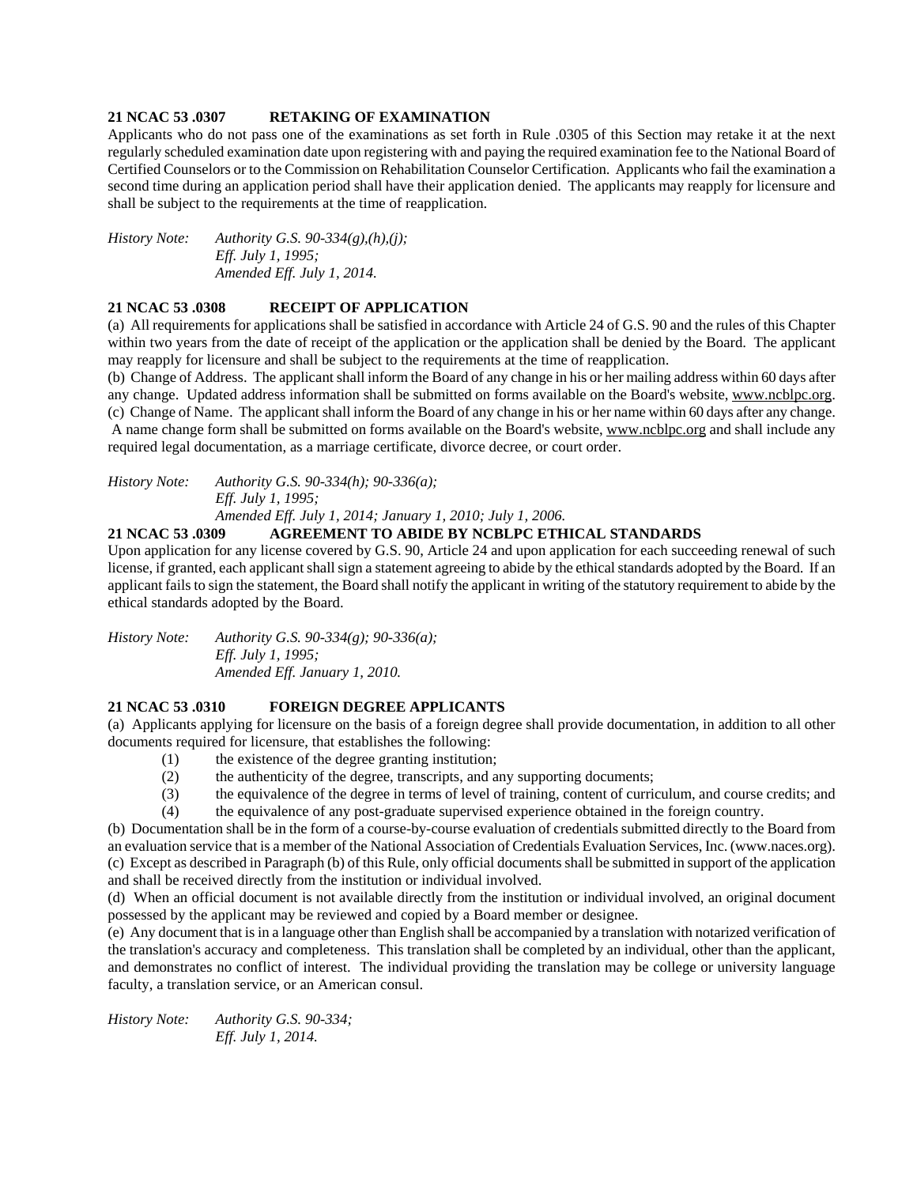**21 NCAC 53 .0307 RETAKING OF EXAMINATION**

Applicants who do not pass one of the examinations as set forth in Rule .0305 of this Section may retake it at the next regularly scheduled examination date upon registering with and paying the required examination fee to the National Board of Certified Counselors or to the Commission on Rehabilitation Counselor Certification. Applicants who fail the examination a second time during an application period shall have their application denied. The applicants may reapply for licensure and shall be subject to the requirements at the time of reapplication.

*History Note: Authority G.S. 90-334(g),(h),(j);*
*Eff. July 1, 1995;*
*Amended Eff. July 1, 2014.*

**21 NCAC 53 .0308 RECEIPT OF APPLICATION**

(a) All requirements for applications shall be satisfied in accordance with Article 24 of G.S. 90 and the rules of this Chapter within two years from the date of receipt of the application or the application shall be denied by the Board. The applicant may reapply for licensure and shall be subject to the requirements at the time of reapplication.

(b) Change of Address. The applicant shall inform the Board of any change in his or her mailing address within 60 days after any change. Updated address information shall be submitted on forms available on the Board's website, www.ncblpc.org.

(c) Change of Name. The applicant shall inform the Board of any change in his or her name within 60 days after any change. A name change form shall be submitted on forms available on the Board's website, www.ncblpc.org and shall include any required legal documentation, as a marriage certificate, divorce decree, or court order.

*History Note: Authority G.S. 90-334(h); 90-336(a);*
*Eff. July 1, 1995;*
*Amended Eff. July 1, 2014; January 1, 2010; July 1, 2006.*

**21 NCAC 53 .0309 AGREEMENT TO ABIDE BY NCBLPC ETHICAL STANDARDS**

Upon application for any license covered by G.S. 90, Article 24 and upon application for each succeeding renewal of such license, if granted, each applicant shall sign a statement agreeing to abide by the ethical standards adopted by the Board. If an applicant fails to sign the statement, the Board shall notify the applicant in writing of the statutory requirement to abide by the ethical standards adopted by the Board.

*History Note: Authority G.S. 90-334(g); 90-336(a);*
*Eff. July 1, 1995;*
*Amended Eff. January 1, 2010.*

**21 NCAC 53 .0310 FOREIGN DEGREE APPLICANTS**

(a) Applicants applying for licensure on the basis of a foreign degree shall provide documentation, in addition to all other documents required for licensure, that establishes the following:

(1) the existence of the degree granting institution;
(2) the authenticity of the degree, transcripts, and any supporting documents;
(3) the equivalence of the degree in terms of level of training, content of curriculum, and course credits; and
(4) the equivalence of any post-graduate supervised experience obtained in the foreign country.

(b) Documentation shall be in the form of a course-by-course evaluation of credentials submitted directly to the Board from an evaluation service that is a member of the National Association of Credentials Evaluation Services, Inc. (www.naces.org).

(c) Except as described in Paragraph (b) of this Rule, only official documents shall be submitted in support of the application and shall be received directly from the institution or individual involved.

(d) When an official document is not available directly from the institution or individual involved, an original document possessed by the applicant may be reviewed and copied by a Board member or designee.

(e) Any document that is in a language other than English shall be accompanied by a translation with notarized verification of the translation's accuracy and completeness. This translation shall be completed by an individual, other than the applicant, and demonstrates no conflict of interest. The individual providing the translation may be college or university language faculty, a translation service, or an American consul.

*History Note: Authority G.S. 90-334;*
*Eff. July 1, 2014.*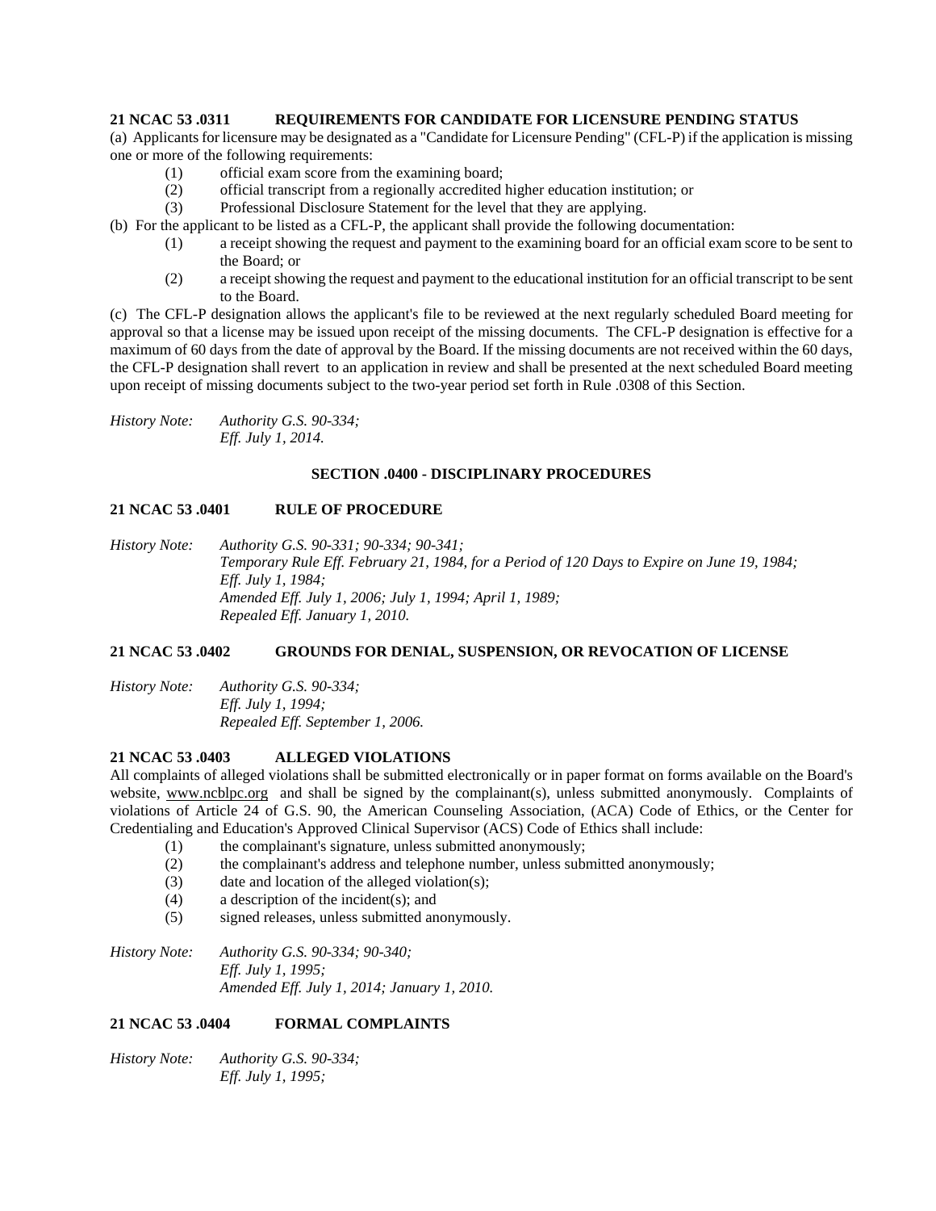### 21 NCAC 53 .0311 REQUIREMENTS FOR CANDIDATE FOR LICENSURE PENDING STATUS

(a) Applicants for licensure may be designated as a "Candidate for Licensure Pending" (CFL-P) if the application is missing one or more of the following requirements:

(1) official exam score from the examining board;

(2) official transcript from a regionally accredited higher education institution; or

(3) Professional Disclosure Statement for the level that they are applying.

(b) For the applicant to be listed as a CFL-P, the applicant shall provide the following documentation:

(1) a receipt showing the request and payment to the examining board for an official exam score to be sent to the Board; or

(2) a receipt showing the request and payment to the educational institution for an official transcript to be sent to the Board.

(c) The CFL-P designation allows the applicant's file to be reviewed at the next regularly scheduled Board meeting for approval so that a license may be issued upon receipt of the missing documents. The CFL-P designation is effective for a maximum of 60 days from the date of approval by the Board. If the missing documents are not received within the 60 days, the CFL-P designation shall revert to an application in review and shall be presented at the next scheduled Board meeting upon receipt of missing documents subject to the two-year period set forth in Rule .0308 of this Section.

*History Note: Authority G.S. 90-334;*
*Eff. July 1, 2014.*

## SECTION .0400 - DISCIPLINARY PROCEDURES

### 21 NCAC 53 .0401 RULE OF PROCEDURE

*History Note: Authority G.S. 90-331; 90-334; 90-341;*
*Temporary Rule Eff. February 21, 1984, for a Period of 120 Days to Expire on June 19, 1984;*
*Eff. July 1, 1984;*
*Amended Eff. July 1, 2006; July 1, 1994; April 1, 1989;*
*Repealed Eff. January 1, 2010.*

### 21 NCAC 53 .0402 GROUNDS FOR DENIAL, SUSPENSION, OR REVOCATION OF LICENSE

*History Note: Authority G.S. 90-334;*
*Eff. July 1, 1994;*
*Repealed Eff. September 1, 2006.*

### 21 NCAC 53 .0403 ALLEGED VIOLATIONS

All complaints of alleged violations shall be submitted electronically or in paper format on forms available on the Board's website, www.ncblpc.org and shall be signed by the complainant(s), unless submitted anonymously. Complaints of violations of Article 24 of G.S. 90, the American Counseling Association, (ACA) Code of Ethics, or the Center for Credentialing and Education's Approved Clinical Supervisor (ACS) Code of Ethics shall include:

(1) the complainant's signature, unless submitted anonymously;

(2) the complainant's address and telephone number, unless submitted anonymously;

(3) date and location of the alleged violation(s);

(4) a description of the incident(s); and

(5) signed releases, unless submitted anonymously.

*History Note: Authority G.S. 90-334; 90-340;*
*Eff. July 1, 1995;*
*Amended Eff. July 1, 2014; January 1, 2010.*

### 21 NCAC 53 .0404 FORMAL COMPLAINTS

*History Note: Authority G.S. 90-334;*
*Eff. July 1, 1995;*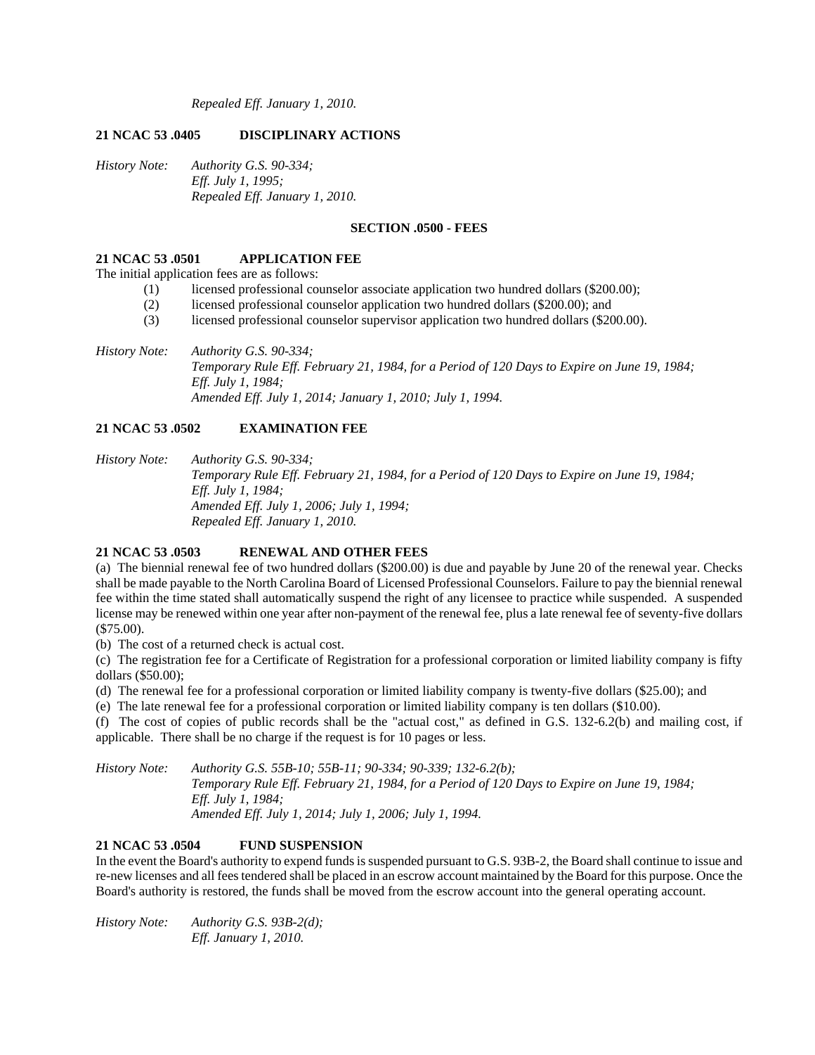*Repealed Eff. January 1, 2010.*

**21 NCAC 53 .0405 DISCIPLINARY ACTIONS**

*History Note: Authority G.S. 90-334;*
*Eff. July 1, 1995;*
*Repealed Eff. January 1, 2010.*

**SECTION .0500 - FEES**

**21 NCAC 53 .0501 APPLICATION FEE**

The initial application fees are as follows:

(1) licensed professional counselor associate application two hundred dollars ($200.00);
(2) licensed professional counselor application two hundred dollars ($200.00); and
(3) licensed professional counselor supervisor application two hundred dollars ($200.00).

*History Note: Authority G.S. 90-334;*
*Temporary Rule Eff. February 21, 1984, for a Period of 120 Days to Expire on June 19, 1984;*
*Eff. July 1, 1984;*
*Amended Eff. July 1, 2014; January 1, 2010; July 1, 1994.*

**21 NCAC 53 .0502 EXAMINATION FEE**

*History Note: Authority G.S. 90-334;*
*Temporary Rule Eff. February 21, 1984, for a Period of 120 Days to Expire on June 19, 1984;*
*Eff. July 1, 1984;*
*Amended Eff. July 1, 2006; July 1, 1994;*
*Repealed Eff. January 1, 2010.*

**21 NCAC 53 .0503 RENEWAL AND OTHER FEES**

(a) The biennial renewal fee of two hundred dollars ($200.00) is due and payable by June 20 of the renewal year. Checks shall be made payable to the North Carolina Board of Licensed Professional Counselors. Failure to pay the biennial renewal fee within the time stated shall automatically suspend the right of any licensee to practice while suspended. A suspended license may be renewed within one year after non-payment of the renewal fee, plus a late renewal fee of seventy-five dollars ($75.00).

(b) The cost of a returned check is actual cost.

(c) The registration fee for a Certificate of Registration for a professional corporation or limited liability company is fifty dollars ($50.00);

(d) The renewal fee for a professional corporation or limited liability company is twenty-five dollars ($25.00); and

(e) The late renewal fee for a professional corporation or limited liability company is ten dollars ($10.00).

(f) The cost of copies of public records shall be the "actual cost," as defined in G.S. 132-6.2(b) and mailing cost, if applicable. There shall be no charge if the request is for 10 pages or less.

*History Note: Authority G.S. 55B-10; 55B-11; 90-334; 90-339; 132-6.2(b);*
*Temporary Rule Eff. February 21, 1984, for a Period of 120 Days to Expire on June 19, 1984;*
*Eff. July 1, 1984;*
*Amended Eff. July 1, 2014; July 1, 2006; July 1, 1994.*

**21 NCAC 53 .0504 FUND SUSPENSION**

In the event the Board's authority to expend funds is suspended pursuant to G.S. 93B-2, the Board shall continue to issue and re-new licenses and all fees tendered shall be placed in an escrow account maintained by the Board for this purpose. Once the Board's authority is restored, the funds shall be moved from the escrow account into the general operating account.

*History Note: Authority G.S. 93B-2(d);*
*Eff. January 1, 2010.*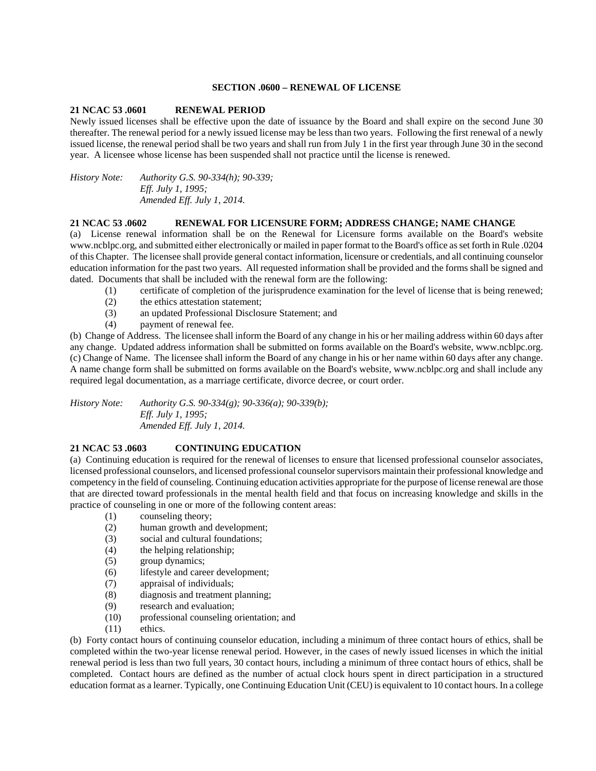## SECTION .0600 – RENEWAL OF LICENSE

### 21 NCAC 53 .0601 RENEWAL PERIOD

Newly issued licenses shall be effective upon the date of issuance by the Board and shall expire on the second June 30 thereafter. The renewal period for a newly issued license may be less than two years. Following the first renewal of a newly issued license, the renewal period shall be two years and shall run from July 1 in the first year through June 30 in the second year. A licensee whose license has been suspended shall not practice until the license is renewed.

*History Note: Authority G.S. 90-334(h); 90-339;*
*Eff. July 1, 1995;*
*Amended Eff. July 1, 2014.*

### 21 NCAC 53 .0602 RENEWAL FOR LICENSURE FORM; ADDRESS CHANGE; NAME CHANGE

(a) License renewal information shall be on the Renewal for Licensure forms available on the Board's website www.ncblpc.org, and submitted either electronically or mailed in paper format to the Board's office as set forth in Rule .0204 of this Chapter. The licensee shall provide general contact information, licensure or credentials, and all continuing counselor education information for the past two years. All requested information shall be provided and the forms shall be signed and dated. Documents that shall be included with the renewal form are the following:

- (1) certificate of completion of the jurisprudence examination for the level of license that is being renewed;
- (2) the ethics attestation statement;
- (3) an updated Professional Disclosure Statement; and
- (4) payment of renewal fee.

(b) Change of Address. The licensee shall inform the Board of any change in his or her mailing address within 60 days after any change. Updated address information shall be submitted on forms available on the Board's website, www.ncblpc.org.
(c) Change of Name. The licensee shall inform the Board of any change in his or her name within 60 days after any change. A name change form shall be submitted on forms available on the Board's website, www.ncblpc.org and shall include any required legal documentation, as a marriage certificate, divorce decree, or court order.

*History Note: Authority G.S. 90-334(g); 90-336(a); 90-339(b);*
*Eff. July 1, 1995;*
*Amended Eff. July 1, 2014.*

### 21 NCAC 53 .0603 CONTINUING EDUCATION

(a) Continuing education is required for the renewal of licenses to ensure that licensed professional counselor associates, licensed professional counselors, and licensed professional counselor supervisors maintain their professional knowledge and competency in the field of counseling. Continuing education activities appropriate for the purpose of license renewal are those that are directed toward professionals in the mental health field and that focus on increasing knowledge and skills in the practice of counseling in one or more of the following content areas:

- (1) counseling theory;
- (2) human growth and development;
- (3) social and cultural foundations;
- (4) the helping relationship;
- (5) group dynamics;
- (6) lifestyle and career development;
- (7) appraisal of individuals;
- (8) diagnosis and treatment planning;
- (9) research and evaluation;
- (10) professional counseling orientation; and
- (11) ethics.

(b) Forty contact hours of continuing counselor education, including a minimum of three contact hours of ethics, shall be completed within the two-year license renewal period. However, in the cases of newly issued licenses in which the initial renewal period is less than two full years, 30 contact hours, including a minimum of three contact hours of ethics, shall be completed. Contact hours are defined as the number of actual clock hours spent in direct participation in a structured education format as a learner. Typically, one Continuing Education Unit (CEU) is equivalent to 10 contact hours. In a college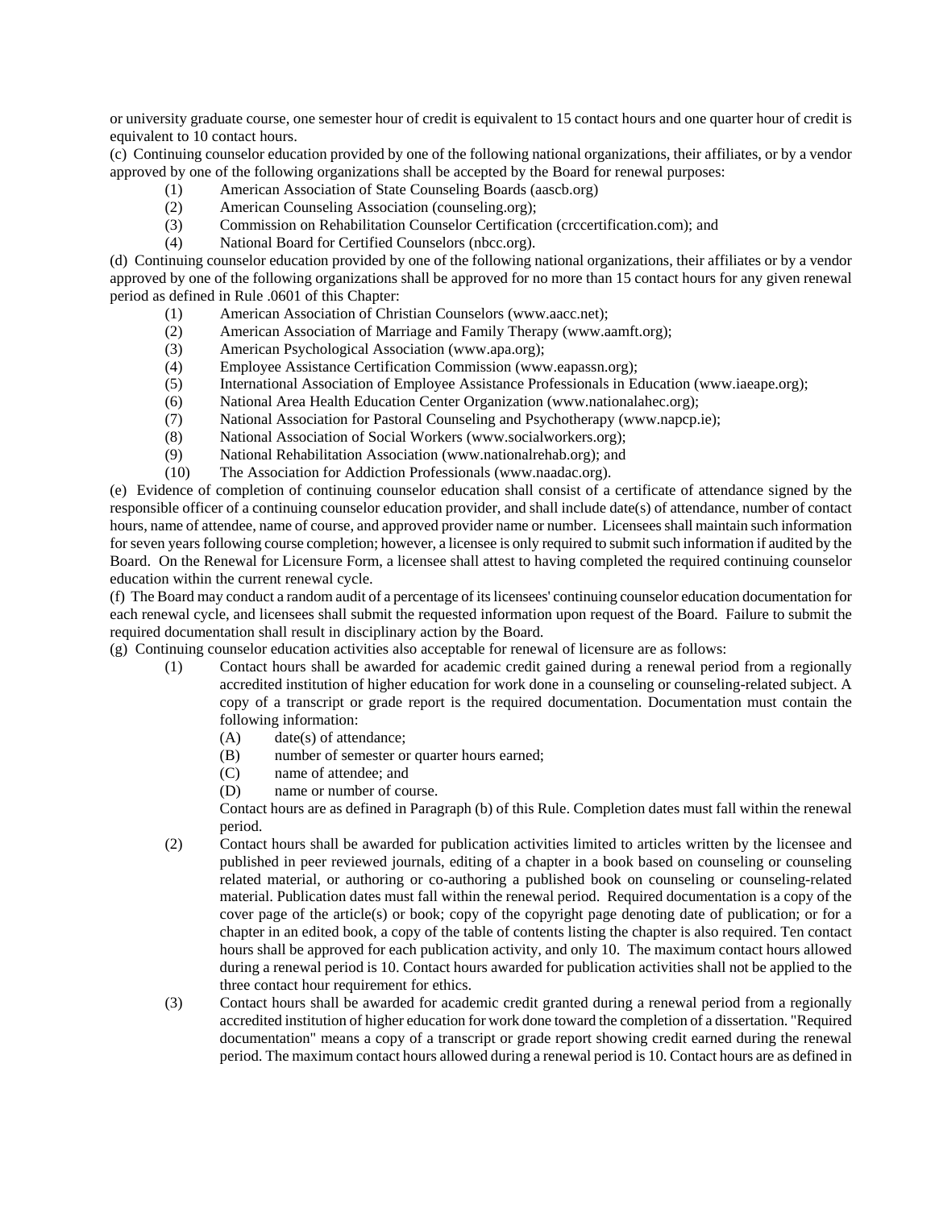or university graduate course, one semester hour of credit is equivalent to 15 contact hours and one quarter hour of credit is equivalent to 10 contact hours.

(c) Continuing counselor education provided by one of the following national organizations, their affiliates, or by a vendor approved by one of the following organizations shall be accepted by the Board for renewal purposes:

(1) American Association of State Counseling Boards (aascb.org)

(2) American Counseling Association (counseling.org);

(3) Commission on Rehabilitation Counselor Certification (crccertification.com); and

(4) National Board for Certified Counselors (nbcc.org).

(d) Continuing counselor education provided by one of the following national organizations, their affiliates or by a vendor approved by one of the following organizations shall be approved for no more than 15 contact hours for any given renewal period as defined in Rule .0601 of this Chapter:

(1) American Association of Christian Counselors (www.aacc.net);

(2) American Association of Marriage and Family Therapy (www.aamft.org);

(3) American Psychological Association (www.apa.org);

(4) Employee Assistance Certification Commission (www.eapassn.org);

(5) International Association of Employee Assistance Professionals in Education (www.iaeape.org);

(6) National Area Health Education Center Organization (www.nationalahec.org);

(7) National Association for Pastoral Counseling and Psychotherapy (www.napcp.ie);

(8) National Association of Social Workers (www.socialworkers.org);

(9) National Rehabilitation Association (www.nationalrehab.org); and

(10) The Association for Addiction Professionals (www.naadac.org).

(e) Evidence of completion of continuing counselor education shall consist of a certificate of attendance signed by the responsible officer of a continuing counselor education provider, and shall include date(s) of attendance, number of contact hours, name of attendee, name of course, and approved provider name or number. Licensees shall maintain such information for seven years following course completion; however, a licensee is only required to submit such information if audited by the Board. On the Renewal for Licensure Form, a licensee shall attest to having completed the required continuing counselor education within the current renewal cycle.

(f) The Board may conduct a random audit of a percentage of its licensees' continuing counselor education documentation for each renewal cycle, and licensees shall submit the requested information upon request of the Board. Failure to submit the required documentation shall result in disciplinary action by the Board.

(g) Continuing counselor education activities also acceptable for renewal of licensure are as follows:

(1) Contact hours shall be awarded for academic credit gained during a renewal period from a regionally accredited institution of higher education for work done in a counseling or counseling-related subject. A copy of a transcript or grade report is the required documentation. Documentation must contain the following information:

(A) date(s) of attendance;

(B) number of semester or quarter hours earned;

(C) name of attendee; and

(D) name or number of course.

Contact hours are as defined in Paragraph (b) of this Rule. Completion dates must fall within the renewal period.

(2) Contact hours shall be awarded for publication activities limited to articles written by the licensee and published in peer reviewed journals, editing of a chapter in a book based on counseling or counseling related material, or authoring or co-authoring a published book on counseling or counseling-related material. Publication dates must fall within the renewal period. Required documentation is a copy of the cover page of the article(s) or book; copy of the copyright page denoting date of publication; or for a chapter in an edited book, a copy of the table of contents listing the chapter is also required. Ten contact hours shall be approved for each publication activity, and only 10. The maximum contact hours allowed during a renewal period is 10. Contact hours awarded for publication activities shall not be applied to the three contact hour requirement for ethics.

(3) Contact hours shall be awarded for academic credit granted during a renewal period from a regionally accredited institution of higher education for work done toward the completion of a dissertation. "Required documentation" means a copy of a transcript or grade report showing credit earned during the renewal period. The maximum contact hours allowed during a renewal period is 10. Contact hours are as defined in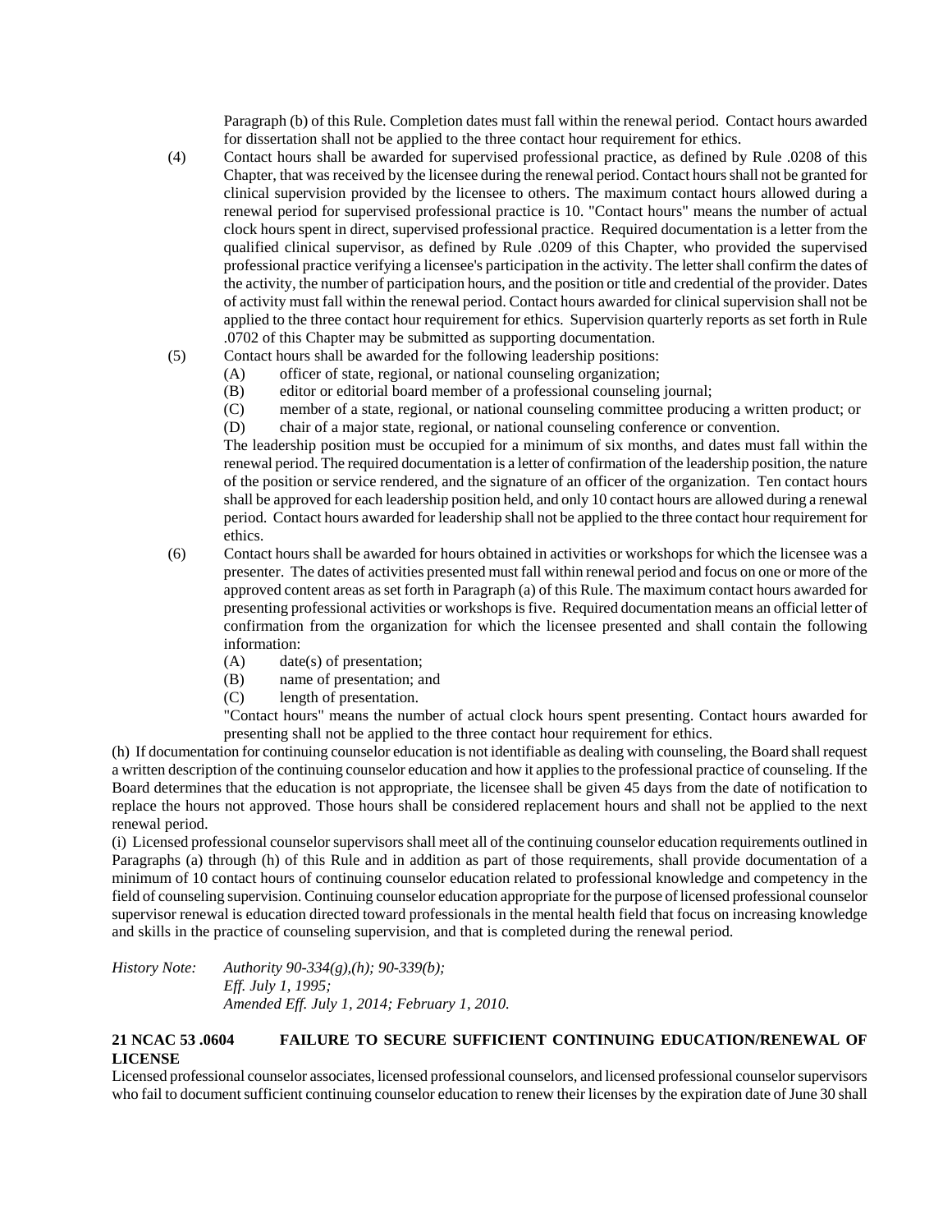Paragraph (b) of this Rule. Completion dates must fall within the renewal period. Contact hours awarded for dissertation shall not be applied to the three contact hour requirement for ethics.

(4) Contact hours shall be awarded for supervised professional practice, as defined by Rule .0208 of this Chapter, that was received by the licensee during the renewal period. Contact hours shall not be granted for clinical supervision provided by the licensee to others. The maximum contact hours allowed during a renewal period for supervised professional practice is 10. "Contact hours" means the number of actual clock hours spent in direct, supervised professional practice. Required documentation is a letter from the qualified clinical supervisor, as defined by Rule .0209 of this Chapter, who provided the supervised professional practice verifying a licensee's participation in the activity. The letter shall confirm the dates of the activity, the number of participation hours, and the position or title and credential of the provider. Dates of activity must fall within the renewal period. Contact hours awarded for clinical supervision shall not be applied to the three contact hour requirement for ethics. Supervision quarterly reports as set forth in Rule .0702 of this Chapter may be submitted as supporting documentation.

(5) Contact hours shall be awarded for the following leadership positions:

(A) officer of state, regional, or national counseling organization;
(B) editor or editorial board member of a professional counseling journal;
(C) member of a state, regional, or national counseling committee producing a written product; or
(D) chair of a major state, regional, or national counseling conference or convention.

The leadership position must be occupied for a minimum of six months, and dates must fall within the renewal period. The required documentation is a letter of confirmation of the leadership position, the nature of the position or service rendered, and the signature of an officer of the organization. Ten contact hours shall be approved for each leadership position held, and only 10 contact hours are allowed during a renewal period. Contact hours awarded for leadership shall not be applied to the three contact hour requirement for ethics.

(6) Contact hours shall be awarded for hours obtained in activities or workshops for which the licensee was a presenter. The dates of activities presented must fall within renewal period and focus on one or more of the approved content areas as set forth in Paragraph (a) of this Rule. The maximum contact hours awarded for presenting professional activities or workshops is five. Required documentation means an official letter of confirmation from the organization for which the licensee presented and shall contain the following information:

(A) date(s) of presentation;
(B) name of presentation; and
(C) length of presentation.

"Contact hours" means the number of actual clock hours spent presenting. Contact hours awarded for presenting shall not be applied to the three contact hour requirement for ethics.

(h) If documentation for continuing counselor education is not identifiable as dealing with counseling, the Board shall request a written description of the continuing counselor education and how it applies to the professional practice of counseling. If the Board determines that the education is not appropriate, the licensee shall be given 45 days from the date of notification to replace the hours not approved. Those hours shall be considered replacement hours and shall not be applied to the next renewal period.

(i) Licensed professional counselor supervisors shall meet all of the continuing counselor education requirements outlined in Paragraphs (a) through (h) of this Rule and in addition as part of those requirements, shall provide documentation of a minimum of 10 contact hours of continuing counselor education related to professional knowledge and competency in the field of counseling supervision. Continuing counselor education appropriate for the purpose of licensed professional counselor supervisor renewal is education directed toward professionals in the mental health field that focus on increasing knowledge and skills in the practice of counseling supervision, and that is completed during the renewal period.

*History Note: Authority 90-334(g),(h); 90-339(b);*
*Eff. July 1, 1995;*
*Amended Eff. July 1, 2014; February 1, 2010.*

**21 NCAC 53 .0604 FAILURE TO SECURE SUFFICIENT CONTINUING EDUCATION/RENEWAL OF LICENSE**

Licensed professional counselor associates, licensed professional counselors, and licensed professional counselor supervisors who fail to document sufficient continuing counselor education to renew their licenses by the expiration date of June 30 shall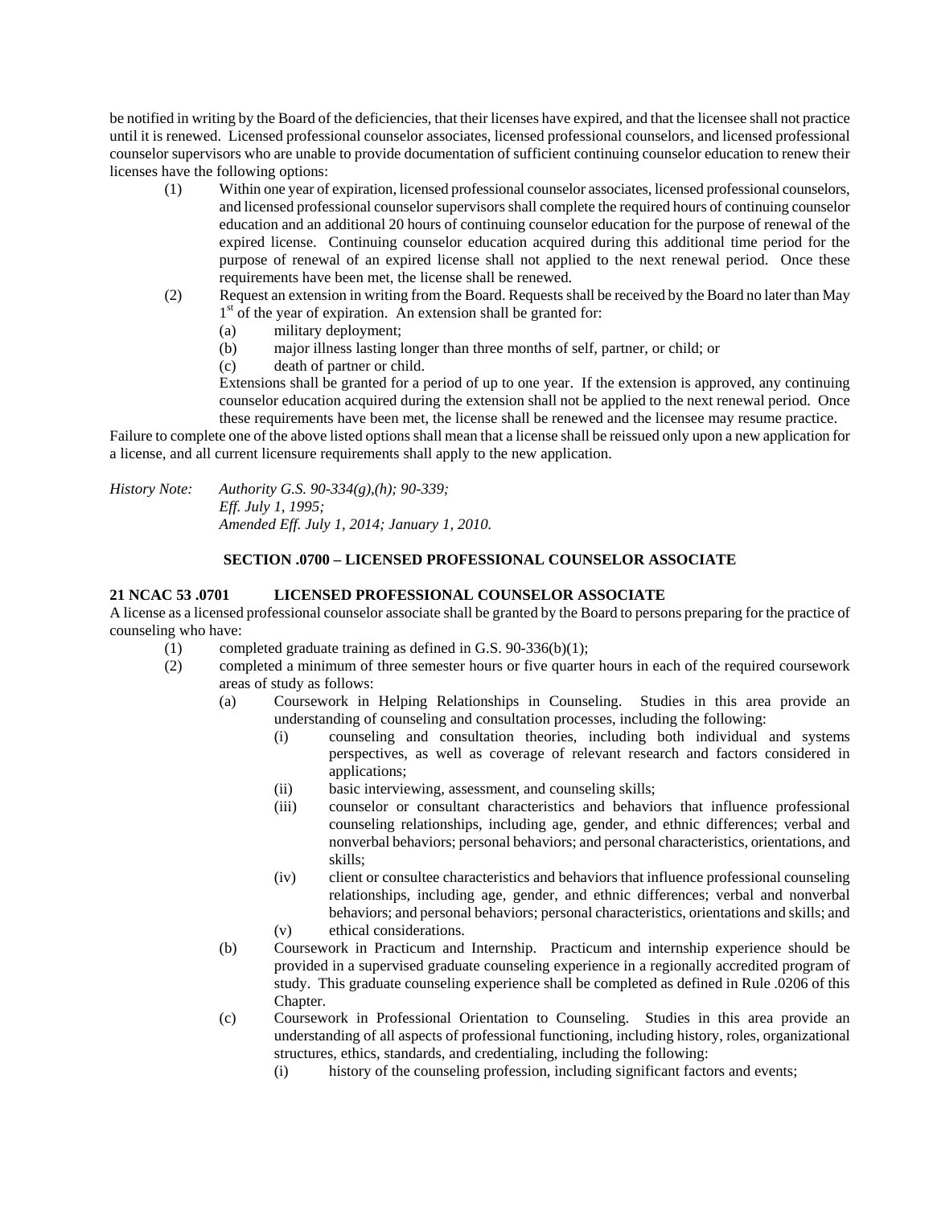be notified in writing by the Board of the deficiencies, that their licenses have expired, and that the licensee shall not practice until it is renewed. Licensed professional counselor associates, licensed professional counselors, and licensed professional counselor supervisors who are unable to provide documentation of sufficient continuing counselor education to renew their licenses have the following options:

(1) Within one year of expiration, licensed professional counselor associates, licensed professional counselors, and licensed professional counselor supervisors shall complete the required hours of continuing counselor education and an additional 20 hours of continuing counselor education for the purpose of renewal of the expired license. Continuing counselor education acquired during this additional time period for the purpose of renewal of an expired license shall not applied to the next renewal period. Once these requirements have been met, the license shall be renewed.

(2) Request an extension in writing from the Board. Requests shall be received by the Board no later than May 1st of the year of expiration. An extension shall be granted for:
   (a) military deployment;
   (b) major illness lasting longer than three months of self, partner, or child; or
   (c) death of partner or child.

   Extensions shall be granted for a period of up to one year. If the extension is approved, any continuing counselor education acquired during the extension shall not be applied to the next renewal period. Once these requirements have been met, the license shall be renewed and the licensee may resume practice.

Failure to complete one of the above listed options shall mean that a license shall be reissued only upon a new application for a license, and all current licensure requirements shall apply to the new application.

*History Note: Authority G.S. 90-334(g),(h); 90-339;*
*Eff. July 1, 1995;*
*Amended Eff. July 1, 2014; January 1, 2010.*

**SECTION .0700 – LICENSED PROFESSIONAL COUNSELOR ASSOCIATE**

**21 NCAC 53 .0701 LICENSED PROFESSIONAL COUNSELOR ASSOCIATE**

A license as a licensed professional counselor associate shall be granted by the Board to persons preparing for the practice of counseling who have:

(1) completed graduate training as defined in G.S. 90-336(b)(1);

(2) completed a minimum of three semester hours or five quarter hours in each of the required coursework areas of study as follows:
   (a) Coursework in Helping Relationships in Counseling. Studies in this area provide an understanding of counseling and consultation processes, including the following:
      (i) counseling and consultation theories, including both individual and systems perspectives, as well as coverage of relevant research and factors considered in applications;
      (ii) basic interviewing, assessment, and counseling skills;
      (iii) counselor or consultant characteristics and behaviors that influence professional counseling relationships, including age, gender, and ethnic differences; verbal and nonverbal behaviors; personal behaviors; and personal characteristics, orientations, and skills;
      (iv) client or consultee characteristics and behaviors that influence professional counseling relationships, including age, gender, and ethnic differences; verbal and nonverbal behaviors; and personal behaviors; personal characteristics, orientations and skills; and
      (v) ethical considerations.
   (b) Coursework in Practicum and Internship. Practicum and internship experience should be provided in a supervised graduate counseling experience in a regionally accredited program of study. This graduate counseling experience shall be completed as defined in Rule .0206 of this Chapter.
   (c) Coursework in Professional Orientation to Counseling. Studies in this area provide an understanding of all aspects of professional functioning, including history, roles, organizational structures, ethics, standards, and credentialing, including the following:
      (i) history of the counseling profession, including significant factors and events;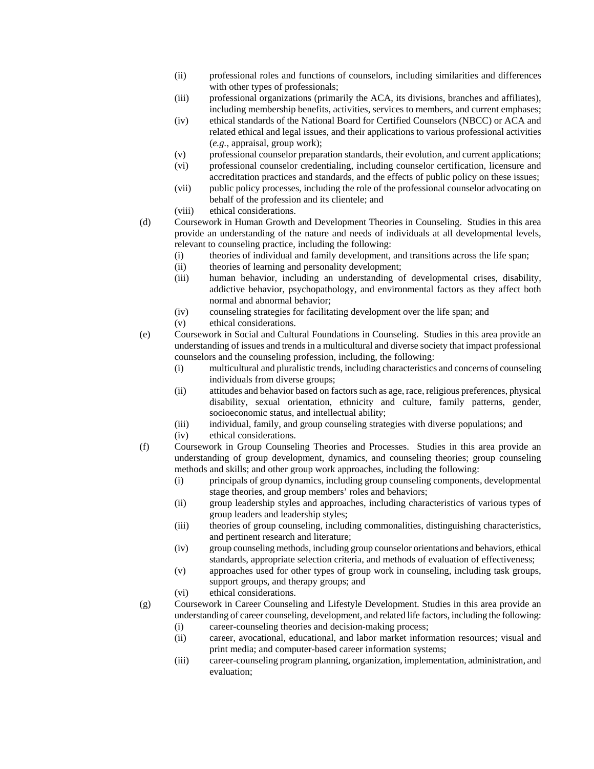(ii) professional roles and functions of counselors, including similarities and differences with other types of professionals;

(iii) professional organizations (primarily the ACA, its divisions, branches and affiliates), including membership benefits, activities, services to members, and current emphases;

(iv) ethical standards of the National Board for Certified Counselors (NBCC) or ACA and related ethical and legal issues, and their applications to various professional activities (*e.g.*, appraisal, group work);

(v) professional counselor preparation standards, their evolution, and current applications;

(vi) professional counselor credentialing, including counselor certification, licensure and accreditation practices and standards, and the effects of public policy on these issues;

(vii) public policy processes, including the role of the professional counselor advocating on behalf of the profession and its clientele; and

(viii) ethical considerations.

(d) Coursework in Human Growth and Development Theories in Counseling. Studies in this area provide an understanding of the nature and needs of individuals at all developmental levels, relevant to counseling practice, including the following:

(i) theories of individual and family development, and transitions across the life span;

(ii) theories of learning and personality development;

(iii) human behavior, including an understanding of developmental crises, disability, addictive behavior, psychopathology, and environmental factors as they affect both normal and abnormal behavior;

(iv) counseling strategies for facilitating development over the life span; and

(v) ethical considerations.

(e) Coursework in Social and Cultural Foundations in Counseling. Studies in this area provide an understanding of issues and trends in a multicultural and diverse society that impact professional counselors and the counseling profession, including, the following:

(i) multicultural and pluralistic trends, including characteristics and concerns of counseling individuals from diverse groups;

(ii) attitudes and behavior based on factors such as age, race, religious preferences, physical disability, sexual orientation, ethnicity and culture, family patterns, gender, socioeconomic status, and intellectual ability;

(iii) individual, family, and group counseling strategies with diverse populations; and

(iv) ethical considerations.

(f) Coursework in Group Counseling Theories and Processes. Studies in this area provide an understanding of group development, dynamics, and counseling theories; group counseling methods and skills; and other group work approaches, including the following:

(i) principals of group dynamics, including group counseling components, developmental stage theories, and group members' roles and behaviors;

(ii) group leadership styles and approaches, including characteristics of various types of group leaders and leadership styles;

(iii) theories of group counseling, including commonalities, distinguishing characteristics, and pertinent research and literature;

(iv) group counseling methods, including group counselor orientations and behaviors, ethical standards, appropriate selection criteria, and methods of evaluation of effectiveness;

(v) approaches used for other types of group work in counseling, including task groups, support groups, and therapy groups; and

(vi) ethical considerations.

(g) Coursework in Career Counseling and Lifestyle Development. Studies in this area provide an understanding of career counseling, development, and related life factors, including the following:

(i) career-counseling theories and decision-making process;

(ii) career, avocational, educational, and labor market information resources; visual and print media; and computer-based career information systems;

(iii) career-counseling program planning, organization, implementation, administration, and evaluation;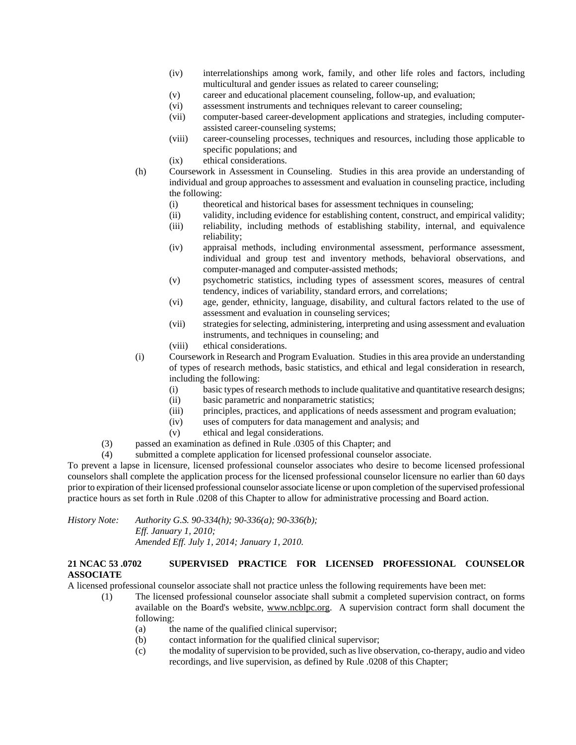(iv) interrelationships among work, family, and other life roles and factors, including multicultural and gender issues as related to career counseling;

(v) career and educational placement counseling, follow-up, and evaluation;

(vi) assessment instruments and techniques relevant to career counseling;

(vii) computer-based career-development applications and strategies, including computer-assisted career-counseling systems;

(viii) career-counseling processes, techniques and resources, including those applicable to specific populations; and

(ix) ethical considerations.

(h) Coursework in Assessment in Counseling. Studies in this area provide an understanding of individual and group approaches to assessment and evaluation in counseling practice, including the following:

(i) theoretical and historical bases for assessment techniques in counseling;

(ii) validity, including evidence for establishing content, construct, and empirical validity;

(iii) reliability, including methods of establishing stability, internal, and equivalence reliability;

(iv) appraisal methods, including environmental assessment, performance assessment, individual and group test and inventory methods, behavioral observations, and computer-managed and computer-assisted methods;

(v) psychometric statistics, including types of assessment scores, measures of central tendency, indices of variability, standard errors, and correlations;

(vi) age, gender, ethnicity, language, disability, and cultural factors related to the use of assessment and evaluation in counseling services;

(vii) strategies for selecting, administering, interpreting and using assessment and evaluation instruments, and techniques in counseling; and

(viii) ethical considerations.

(i) Coursework in Research and Program Evaluation. Studies in this area provide an understanding of types of research methods, basic statistics, and ethical and legal consideration in research, including the following:

(i) basic types of research methods to include qualitative and quantitative research designs;

(ii) basic parametric and nonparametric statistics;

(iii) principles, practices, and applications of needs assessment and program evaluation;

(iv) uses of computers for data management and analysis; and

(v) ethical and legal considerations.

(3) passed an examination as defined in Rule .0305 of this Chapter; and

(4) submitted a complete application for licensed professional counselor associate.

To prevent a lapse in licensure, licensed professional counselor associates who desire to become licensed professional counselors shall complete the application process for the licensed professional counselor licensure no earlier than 60 days prior to expiration of their licensed professional counselor associate license or upon completion of the supervised professional practice hours as set forth in Rule .0208 of this Chapter to allow for administrative processing and Board action.

*History Note: Authority G.S. 90-334(h); 90-336(a); 90-336(b);*
*Eff. January 1, 2010;*
*Amended Eff. July 1, 2014; January 1, 2010.*

**21 NCAC 53 .0702 SUPERVISED PRACTICE FOR LICENSED PROFESSIONAL COUNSELOR ASSOCIATE**

A licensed professional counselor associate shall not practice unless the following requirements have been met:

(1) The licensed professional counselor associate shall submit a completed supervision contract, on forms available on the Board's website, www.ncblpc.org. A supervision contract form shall document the following:

(a) the name of the qualified clinical supervisor;

(b) contact information for the qualified clinical supervisor;

(c) the modality of supervision to be provided, such as live observation, co-therapy, audio and video recordings, and live supervision, as defined by Rule .0208 of this Chapter;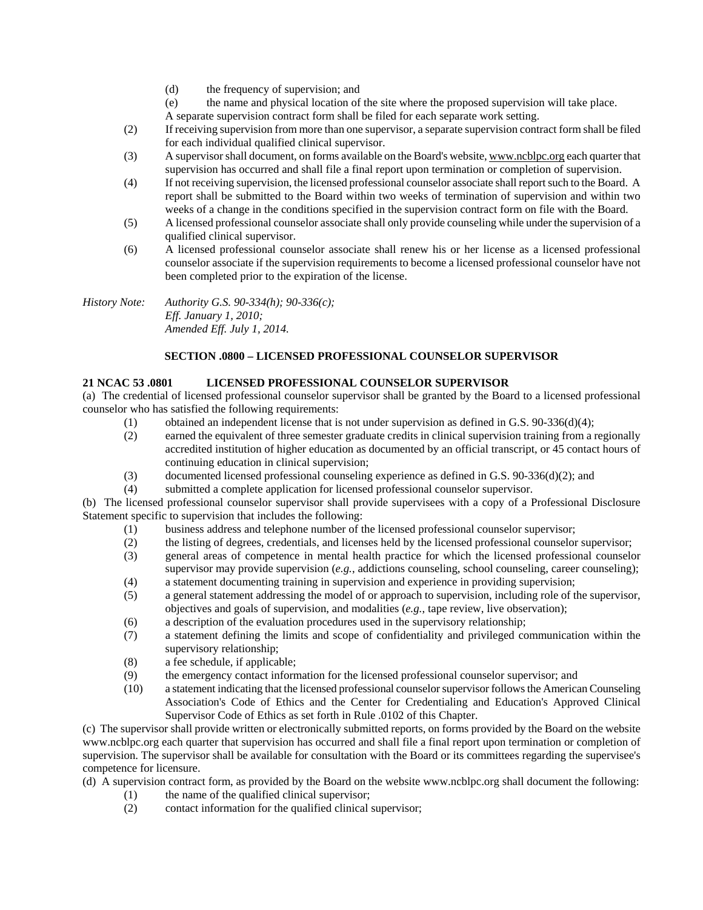(d) the frequency of supervision; and

(e) the name and physical location of the site where the proposed supervision will take place.

A separate supervision contract form shall be filed for each separate work setting.

(2) If receiving supervision from more than one supervisor, a separate supervision contract form shall be filed for each individual qualified clinical supervisor.

(3) A supervisor shall document, on forms available on the Board's website, www.ncblpc.org each quarter that supervision has occurred and shall file a final report upon termination or completion of supervision.

(4) If not receiving supervision, the licensed professional counselor associate shall report such to the Board. A report shall be submitted to the Board within two weeks of termination of supervision and within two weeks of a change in the conditions specified in the supervision contract form on file with the Board.

(5) A licensed professional counselor associate shall only provide counseling while under the supervision of a qualified clinical supervisor.

(6) A licensed professional counselor associate shall renew his or her license as a licensed professional counselor associate if the supervision requirements to become a licensed professional counselor have not been completed prior to the expiration of the license.

*History Note: Authority G.S. 90-334(h); 90-336(c);*
*Eff. January 1, 2010;*
*Amended Eff. July 1, 2014.*

### SECTION .0800 – LICENSED PROFESSIONAL COUNSELOR SUPERVISOR

**21 NCAC 53 .0801 LICENSED PROFESSIONAL COUNSELOR SUPERVISOR**

(a) The credential of licensed professional counselor supervisor shall be granted by the Board to a licensed professional counselor who has satisfied the following requirements:

(1) obtained an independent license that is not under supervision as defined in G.S. 90-336(d)(4);

(2) earned the equivalent of three semester graduate credits in clinical supervision training from a regionally accredited institution of higher education as documented by an official transcript, or 45 contact hours of continuing education in clinical supervision;

(3) documented licensed professional counseling experience as defined in G.S. 90-336(d)(2); and

(4) submitted a complete application for licensed professional counselor supervisor.

(b) The licensed professional counselor supervisor shall provide supervisees with a copy of a Professional Disclosure Statement specific to supervision that includes the following:

(1) business address and telephone number of the licensed professional counselor supervisor;

(2) the listing of degrees, credentials, and licenses held by the licensed professional counselor supervisor;

(3) general areas of competence in mental health practice for which the licensed professional counselor supervisor may provide supervision (*e.g.*, addictions counseling, school counseling, career counseling);

(4) a statement documenting training in supervision and experience in providing supervision;

(5) a general statement addressing the model of or approach to supervision, including role of the supervisor, objectives and goals of supervision, and modalities (*e.g.*, tape review, live observation);

(6) a description of the evaluation procedures used in the supervisory relationship;

(7) a statement defining the limits and scope of confidentiality and privileged communication within the supervisory relationship;

(8) a fee schedule, if applicable;

(9) the emergency contact information for the licensed professional counselor supervisor; and

(10) a statement indicating that the licensed professional counselor supervisor follows the American Counseling Association's Code of Ethics and the Center for Credentialing and Education's Approved Clinical Supervisor Code of Ethics as set forth in Rule .0102 of this Chapter.

(c) The supervisor shall provide written or electronically submitted reports, on forms provided by the Board on the website www.ncblpc.org each quarter that supervision has occurred and shall file a final report upon termination or completion of supervision. The supervisor shall be available for consultation with the Board or its committees regarding the supervisee's competence for licensure.

(d) A supervision contract form, as provided by the Board on the website www.ncblpc.org shall document the following:

(1) the name of the qualified clinical supervisor;

(2) contact information for the qualified clinical supervisor;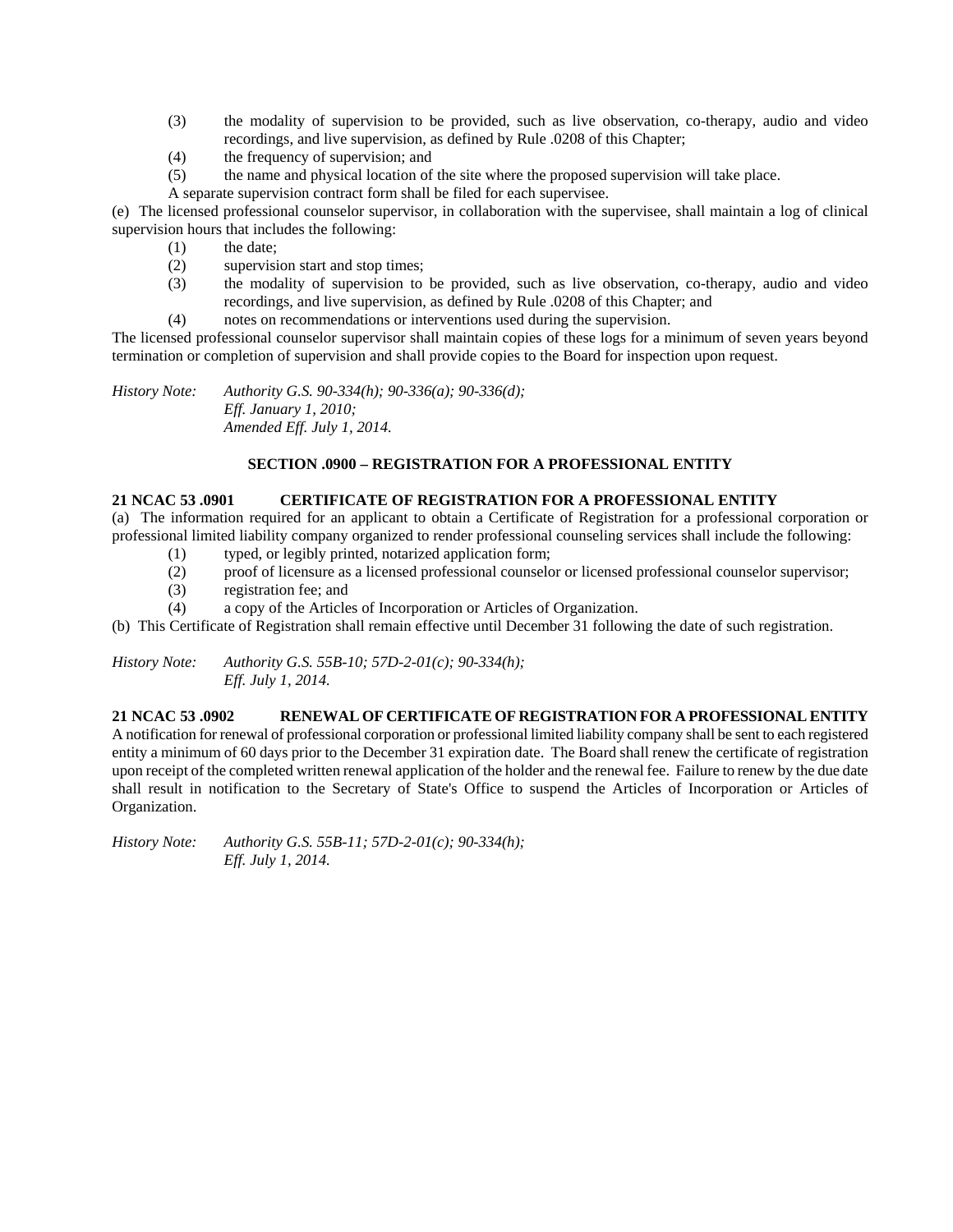(3) the modality of supervision to be provided, such as live observation, co-therapy, audio and video recordings, and live supervision, as defined by Rule .0208 of this Chapter;
(4) the frequency of supervision; and
(5) the name and physical location of the site where the proposed supervision will take place.

A separate supervision contract form shall be filed for each supervisee.

(e) The licensed professional counselor supervisor, in collaboration with the supervisee, shall maintain a log of clinical supervision hours that includes the following:

(1) the date;
(2) supervision start and stop times;
(3) the modality of supervision to be provided, such as live observation, co-therapy, audio and video recordings, and live supervision, as defined by Rule .0208 of this Chapter; and
(4) notes on recommendations or interventions used during the supervision.

The licensed professional counselor supervisor shall maintain copies of these logs for a minimum of seven years beyond termination or completion of supervision and shall provide copies to the Board for inspection upon request.

*History Note: Authority G.S. 90-334(h); 90-336(a); 90-336(d);*
*Eff. January 1, 2010;*
*Amended Eff. July 1, 2014.*

## SECTION .0900 – REGISTRATION FOR A PROFESSIONAL ENTITY

### 21 NCAC 53 .0901 CERTIFICATE OF REGISTRATION FOR A PROFESSIONAL ENTITY

(a) The information required for an applicant to obtain a Certificate of Registration for a professional corporation or professional limited liability company organized to render professional counseling services shall include the following:

(1) typed, or legibly printed, notarized application form;
(2) proof of licensure as a licensed professional counselor or licensed professional counselor supervisor;
(3) registration fee; and
(4) a copy of the Articles of Incorporation or Articles of Organization.

(b) This Certificate of Registration shall remain effective until December 31 following the date of such registration.

*History Note: Authority G.S. 55B-10; 57D-2-01(c); 90-334(h);*
*Eff. July 1, 2014.*

### 21 NCAC 53 .0902 RENEWAL OF CERTIFICATE OF REGISTRATION FOR A PROFESSIONAL ENTITY

A notification for renewal of professional corporation or professional limited liability company shall be sent to each registered entity a minimum of 60 days prior to the December 31 expiration date. The Board shall renew the certificate of registration upon receipt of the completed written renewal application of the holder and the renewal fee. Failure to renew by the due date shall result in notification to the Secretary of State's Office to suspend the Articles of Incorporation or Articles of Organization.

*History Note: Authority G.S. 55B-11; 57D-2-01(c); 90-334(h);*
*Eff. July 1, 2014.*